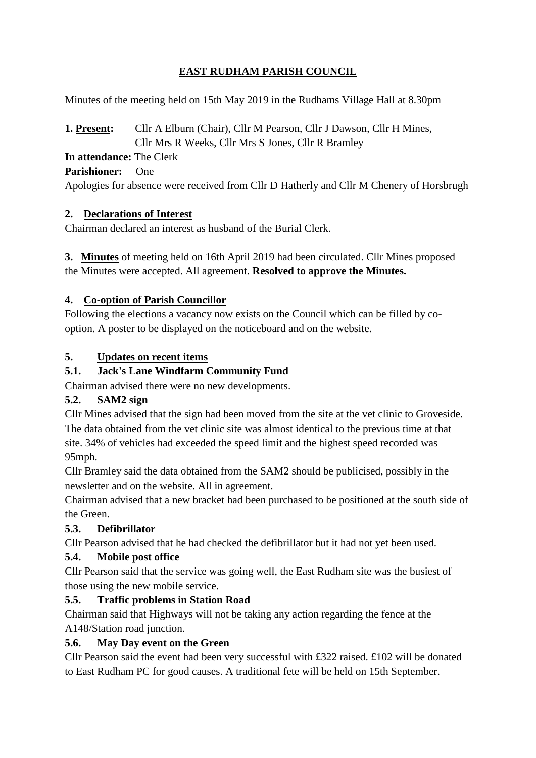# EAST RUDHAM PARISH COUNCIL

Minutes of the meeting held on 15th May 2019 in the Rudhams Village Hall at 8.30pm

**1. Present:** Cllr A Elburn (Chair), Cllr M Pearson, Cllr J Dawson, Cllr H Mines, Cllr Mrs R Weeks, Cllr Mrs S Jones, Cllr R Bramley

**In attendance:** The Clerk

**Parishioner:** One

Apologies for absence were received from Cllr D Hatherly and Cllr M Chenery of Horsbrugh

## 2. Declarations of Interest

Chairman declared an interest as husband of the Burial Clerk.

**3. Minutes** of meeting held on 16th April 2019 had been circulated. Cllr Mines proposed the Minutes were accepted. All agreement. **Resolved to approve the Minutes.**

## 4. Co-option of Parish Councillor

Following the elections a vacancy now exists on the Council which can be filled by co-option. A poster to be displayed on the noticeboard and on the website.

## 5. Updates on recent items

### 5.1. Jack's Lane Windfarm Community Fund

Chairman advised there were no new developments.

### 5.2. SAM2 sign

Cllr Mines advised that the sign had been moved from the site at the vet clinic to Groveside. The data obtained from the vet clinic site was almost identical to the previous time at that site. 34% of vehicles had exceeded the speed limit and the highest speed recorded was 95mph.

Cllr Bramley said the data obtained from the SAM2 should be publicised, possibly in the newsletter and on the website. All in agreement.

Chairman advised that a new bracket had been purchased to be positioned at the south side of the Green.

### 5.3. Defibrillator

Cllr Pearson advised that he had checked the defibrillator but it had not yet been used.

### 5.4. Mobile post office

Cllr Pearson said that the service was going well, the East Rudham site was the busiest of those using the new mobile service.

### 5.5. Traffic problems in Station Road

Chairman said that Highways will not be taking any action regarding the fence at the A148/Station road junction.

### 5.6. May Day event on the Green

Cllr Pearson said the event had been very successful with £322 raised. £102 will be donated to East Rudham PC for good causes. A traditional fete will be held on 15th September.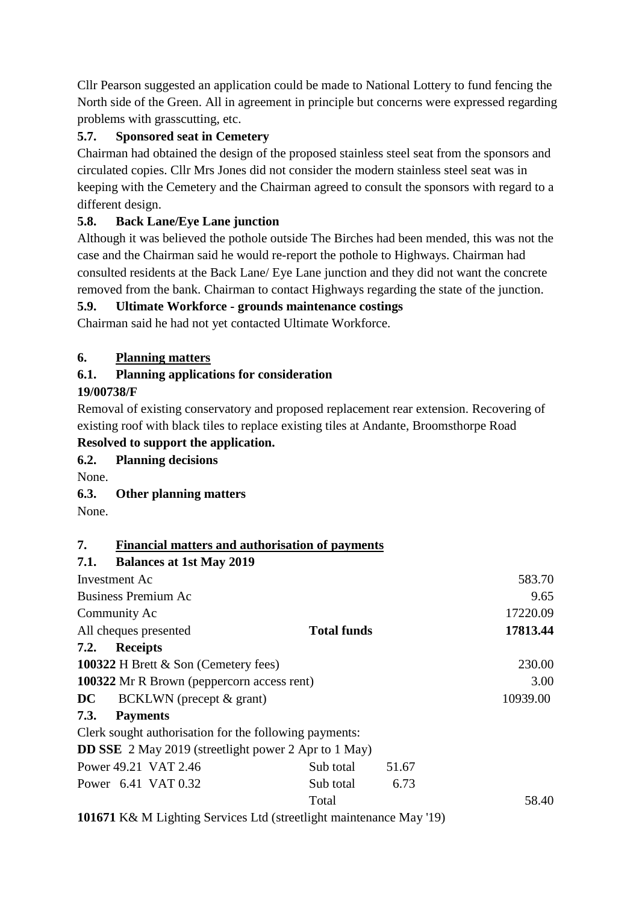Cllr Pearson suggested an application could be made to National Lottery to fund fencing the North side of the Green. All in agreement in principle but concerns were expressed regarding problems with grasscutting, etc.

**5.7. Sponsored seat in Cemetery**

Chairman had obtained the design of the proposed stainless steel seat from the sponsors and circulated copies. Cllr Mrs Jones did not consider the modern stainless steel seat was in keeping with the Cemetery and the Chairman agreed to consult the sponsors with regard to a different design.

**5.8. Back Lane/Eye Lane junction**

Although it was believed the pothole outside The Birches had been mended, this was not the case and the Chairman said he would re-report the pothole to Highways. Chairman had consulted residents at the Back Lane/ Eye Lane junction and they did not want the concrete removed from the bank. Chairman to contact Highways regarding the state of the junction.

**5.9. Ultimate Workforce - grounds maintenance costings**

Chairman said he had not yet contacted Ultimate Workforce.

## 6. Planning matters

**6.1. Planning applications for consideration**

**19/00738/F**

Removal of existing conservatory and proposed replacement rear extension. Recovering of existing roof with black tiles to replace existing tiles at Andante, Broomsthorpe Road

**Resolved to support the application.**

**6.2. Planning decisions**

None.

**6.3. Other planning matters**

None.

## 7. Financial matters and authorisation of payments

**7.1. Balances at 1st May 2019**

| | | | |
|---|---|---|---|
| Investment Ac | | | 583.70 |
| Business Premium Ac | | | 9.65 |
| Community Ac | | | 17220.09 |
| All cheques presented | **Total funds** | | **17813.44** |

**7.2. Receipts**

| | |
|---|---|
| **100322** H Brett & Son (Cemetery fees) | 230.00 |
| **100322** Mr R Brown (peppercorn access rent) | 3.00 |
| **DC** BCKLWN (precept & grant) | 10939.00 |

**7.3. Payments**

Clerk sought authorisation for the following payments:

**DD SSE** 2 May 2019 (streetlight power 2 Apr to 1 May)

| | | | |
|---|---|---|---|
| Power 49.21 VAT 2.46 | Sub total | 51.67 | |
| Power 6.41 VAT 0.32 | Sub total | 6.73 | |
| | Total | | 58.40 |

**101671** K& M Lighting Services Ltd (streetlight maintenance May '19)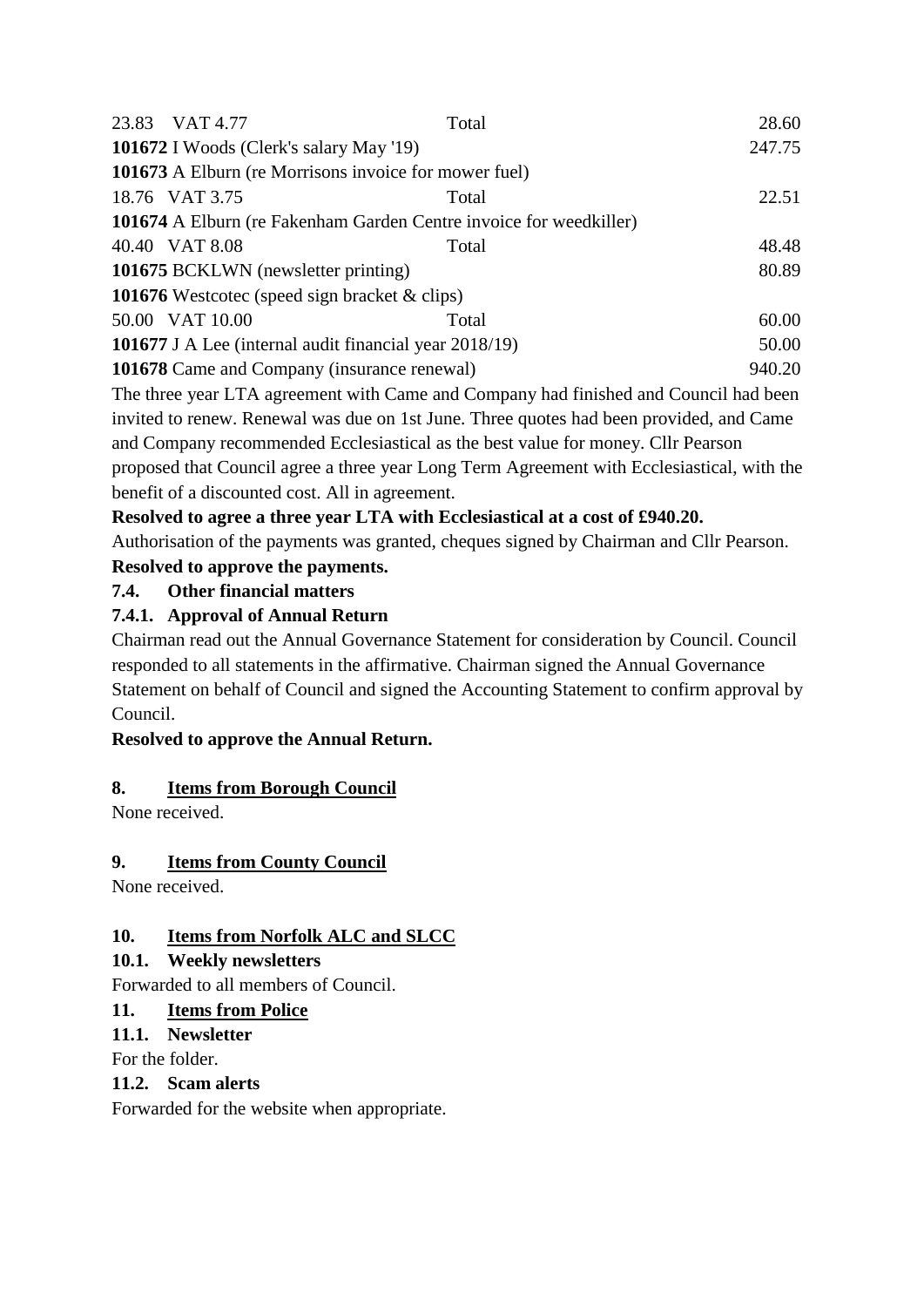| | | |
|---|---|---|
| 23.83 VAT 4.77 | Total | 28.60 |
| **101672** I Woods (Clerk's salary May '19) | | 247.75 |
| **101673** A Elburn (re Morrisons invoice for mower fuel) | | |
| 18.76 VAT 3.75 | Total | 22.51 |
| **101674** A Elburn (re Fakenham Garden Centre invoice for weedkiller) | | |
| 40.40 VAT 8.08 | Total | 48.48 |
| **101675** BCKLWN (newsletter printing) | | 80.89 |
| **101676** Westcotec (speed sign bracket & clips) | | |
| 50.00 VAT 10.00 | Total | 60.00 |
| **101677** J A Lee (internal audit financial year 2018/19) | | 50.00 |
| **101678** Came and Company (insurance renewal) | | 940.20 |

The three year LTA agreement with Came and Company had finished and Council had been invited to renew. Renewal was due on 1st June. Three quotes had been provided, and Came and Company recommended Ecclesiastical as the best value for money. Cllr Pearson proposed that Council agree a three year Long Term Agreement with Ecclesiastical, with the benefit of a discounted cost. All in agreement.

**Resolved to agree a three year LTA with Ecclesiastical at a cost of £940.20.**

Authorisation of the payments was granted, cheques signed by Chairman and Cllr Pearson.

**Resolved to approve the payments.**

**7.4. Other financial matters**

**7.4.1. Approval of Annual Return**

Chairman read out the Annual Governance Statement for consideration by Council. Council responded to all statements in the affirmative. Chairman signed the Annual Governance Statement on behalf of Council and signed the Accounting Statement to confirm approval by Council.

**Resolved to approve the Annual Return.**

## 8. Items from Borough Council

None received.

## 9. Items from County Council

None received.

## 10. Items from Norfolk ALC and SLCC

**10.1. Weekly newsletters**

Forwarded to all members of Council.

## 11. Items from Police

**11.1. Newsletter**

For the folder.

**11.2. Scam alerts**

Forwarded for the website when appropriate.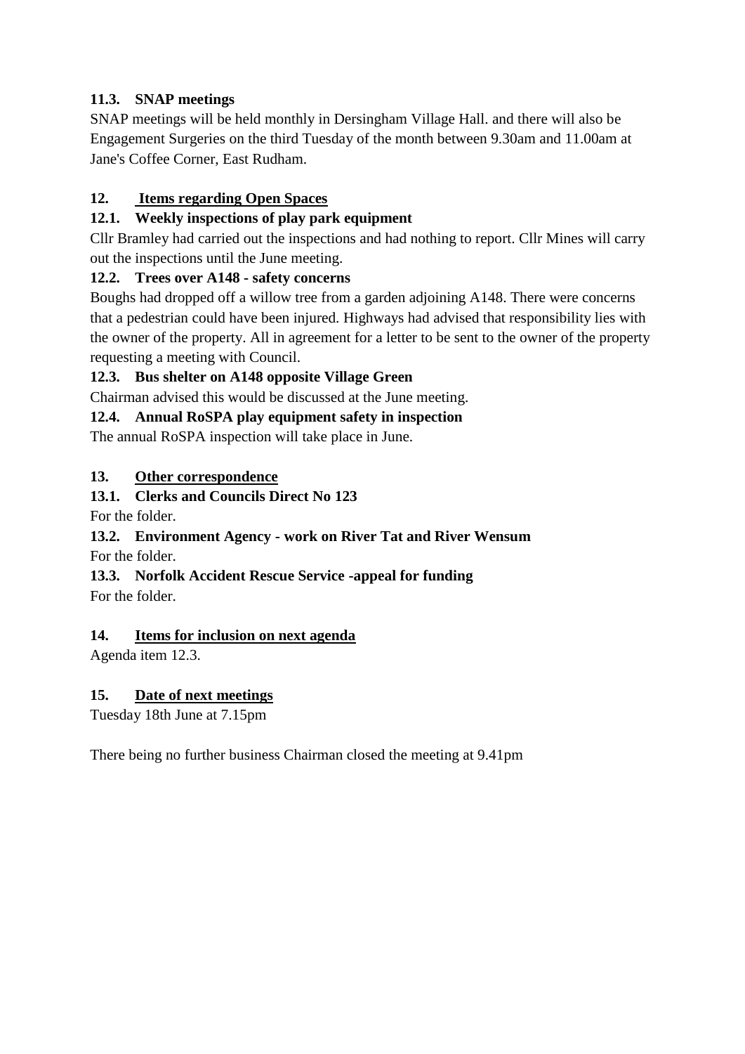### 11.3. SNAP meetings

SNAP meetings will be held monthly in Dersingham Village Hall. and there will also be Engagement Surgeries on the third Tuesday of the month between 9.30am and 11.00am at Jane's Coffee Corner, East Rudham.

## 12. Items regarding Open Spaces

### 12.1. Weekly inspections of play park equipment

Cllr Bramley had carried out the inspections and had nothing to report. Cllr Mines will carry out the inspections until the June meeting.

### 12.2. Trees over A148 - safety concerns

Boughs had dropped off a willow tree from a garden adjoining A148. There were concerns that a pedestrian could have been injured. Highways had advised that responsibility lies with the owner of the property. All in agreement for a letter to be sent to the owner of the property requesting a meeting with Council.

### 12.3. Bus shelter on A148 opposite Village Green

Chairman advised this would be discussed at the June meeting.

### 12.4. Annual RoSPA play equipment safety in inspection

The annual RoSPA inspection will take place in June.

## 13. Other correspondence

### 13.1. Clerks and Councils Direct No 123

For the folder.

### 13.2. Environment Agency - work on River Tat and River Wensum

For the folder.

### 13.3. Norfolk Accident Rescue Service -appeal for funding

For the folder.

## 14. Items for inclusion on next agenda

Agenda item 12.3.

## 15. Date of next meetings

Tuesday 18th June at 7.15pm

There being no further business Chairman closed the meeting at 9.41pm